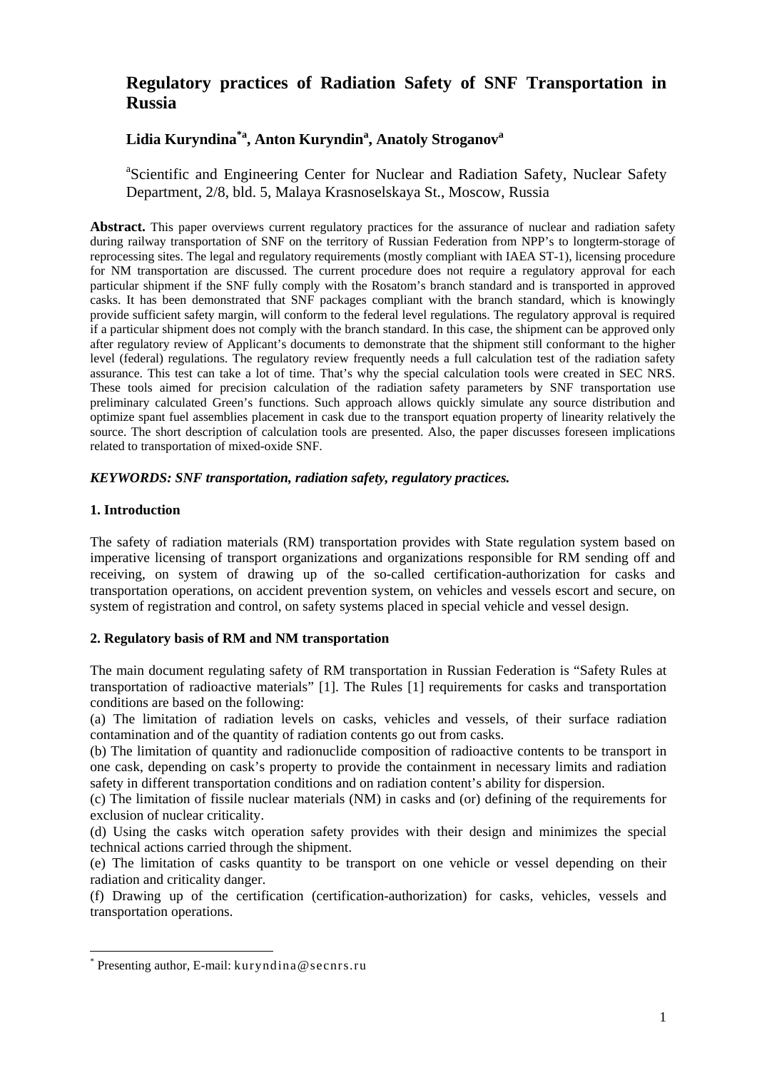# Regulatory practices of Radiation Safety of SNF Transportation in Russia

**Lidia Kuryndina*[a], Anton Kuryndin[a], Anatoly Stroganov[a]**

[a]Scientific and Engineering Center for Nuclear and Radiation Safety, Nuclear Safety Department, 2/8, bld. 5, Malaya Krasnoselskaya St., Moscow, Russia

**Abstract.** This paper overviews current regulatory practices for the assurance of nuclear and radiation safety during railway transportation of SNF on the territory of Russian Federation from NPP's to longterm-storage of reprocessing sites. The legal and regulatory requirements (mostly compliant with IAEA ST-1), licensing procedure for NM transportation are discussed. The current procedure does not require a regulatory approval for each particular shipment if the SNF fully comply with the Rosatom's branch standard and is transported in approved casks. It has been demonstrated that SNF packages compliant with the branch standard, which is knowingly provide sufficient safety margin, will conform to the federal level regulations. The regulatory approval is required if a particular shipment does not comply with the branch standard. In this case, the shipment can be approved only after regulatory review of Applicant's documents to demonstrate that the shipment still conformant to the higher level (federal) regulations. The regulatory review frequently needs a full calculation test of the radiation safety assurance. This test can take a lot of time. That's why the special calculation tools were created in SEC NRS. These tools aimed for precision calculation of the radiation safety parameters by SNF transportation use preliminary calculated Green's functions. Such approach allows quickly simulate any source distribution and optimize spant fuel assemblies placement in cask due to the transport equation property of linearity relatively the source. The short description of calculation tools are presented. Also, the paper discusses foreseen implications related to transportation of mixed-oxide SNF.

***KEYWORDS: SNF transportation, radiation safety, regulatory practices.***

## 1. Introduction

The safety of radiation materials (RM) transportation provides with State regulation system based on imperative licensing of transport organizations and organizations responsible for RM sending off and receiving, on system of drawing up of the so-called certification-authorization for casks and transportation operations, on accident prevention system, on vehicles and vessels escort and secure, on system of registration and control, on safety systems placed in special vehicle and vessel design.

## 2. Regulatory basis of RM and NM transportation

The main document regulating safety of RM transportation in Russian Federation is "Safety Rules at transportation of radioactive materials" [1]. The Rules [1] requirements for casks and transportation conditions are based on the following:

(a) The limitation of radiation levels on casks, vehicles and vessels, of their surface radiation contamination and of the quantity of radiation contents go out from casks.

(b) The limitation of quantity and radionuclide composition of radioactive contents to be transport in one cask, depending on cask's property to provide the containment in necessary limits and radiation safety in different transportation conditions and on radiation content's ability for dispersion.

(c) The limitation of fissile nuclear materials (NM) in casks and (or) defining of the requirements for exclusion of nuclear criticality.

(d) Using the casks witch operation safety provides with their design and minimizes the special technical actions carried through the shipment.

(e) The limitation of casks quantity to be transport on one vehicle or vessel depending on their radiation and criticality danger.

(f) Drawing up of the certification (certification-authorization) for casks, vehicles, vessels and transportation operations.

* Presenting author, E-mail: kuryndina@secnrs.ru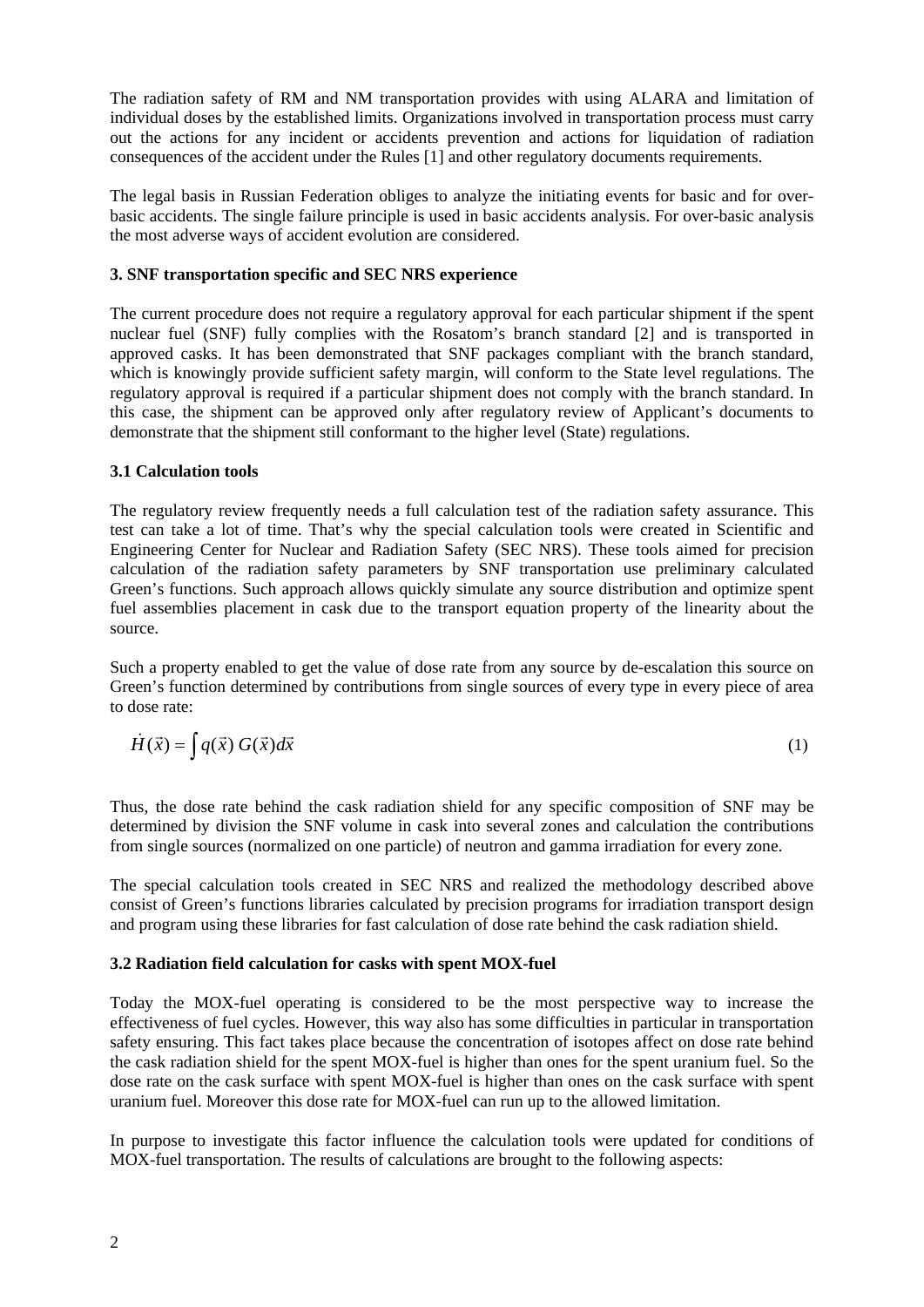The radiation safety of RM and NM transportation provides with using ALARA and limitation of individual doses by the established limits. Organizations involved in transportation process must carry out the actions for any incident or accidents prevention and actions for liquidation of radiation consequences of the accident under the Rules [1] and other regulatory documents requirements.

The legal basis in Russian Federation obliges to analyze the initiating events for basic and for over-basic accidents. The single failure principle is used in basic accidents analysis. For over-basic analysis the most adverse ways of accident evolution are considered.

### 3. SNF transportation specific and SEC NRS experience

The current procedure does not require a regulatory approval for each particular shipment if the spent nuclear fuel (SNF) fully complies with the Rosatom's branch standard [2] and is transported in approved casks. It has been demonstrated that SNF packages compliant with the branch standard, which is knowingly provide sufficient safety margin, will conform to the State level regulations. The regulatory approval is required if a particular shipment does not comply with the branch standard. In this case, the shipment can be approved only after regulatory review of Applicant's documents to demonstrate that the shipment still conformant to the higher level (State) regulations.

### 3.1 Calculation tools

The regulatory review frequently needs a full calculation test of the radiation safety assurance. This test can take a lot of time. That's why the special calculation tools were created in Scientific and Engineering Center for Nuclear and Radiation Safety (SEC NRS). These tools aimed for precision calculation of the radiation safety parameters by SNF transportation use preliminary calculated Green's functions. Such approach allows quickly simulate any source distribution and optimize spent fuel assemblies placement in cask due to the transport equation property of the linearity about the source.

Such a property enabled to get the value of dose rate from any source by de-escalation this source on Green's function determined by contributions from single sources of every type in every piece of area to dose rate:

$$\dot{H}(\vec{x}) = \int q(\vec{x})\, G(\vec{x}) d\vec{x} \tag{1}$$

Thus, the dose rate behind the cask radiation shield for any specific composition of SNF may be determined by division the SNF volume in cask into several zones and calculation the contributions from single sources (normalized on one particle) of neutron and gamma irradiation for every zone.

The special calculation tools created in SEC NRS and realized the methodology described above consist of Green's functions libraries calculated by precision programs for irradiation transport design and program using these libraries for fast calculation of dose rate behind the cask radiation shield.

### 3.2 Radiation field calculation for casks with spent MOX-fuel

Today the MOX-fuel operating is considered to be the most perspective way to increase the effectiveness of fuel cycles. However, this way also has some difficulties in particular in transportation safety ensuring. This fact takes place because the concentration of isotopes affect on dose rate behind the cask radiation shield for the spent MOX-fuel is higher than ones for the spent uranium fuel. So the dose rate on the cask surface with spent MOX-fuel is higher than ones on the cask surface with spent uranium fuel. Moreover this dose rate for MOX-fuel can run up to the allowed limitation.

In purpose to investigate this factor influence the calculation tools were updated for conditions of MOX-fuel transportation. The results of calculations are brought to the following aspects: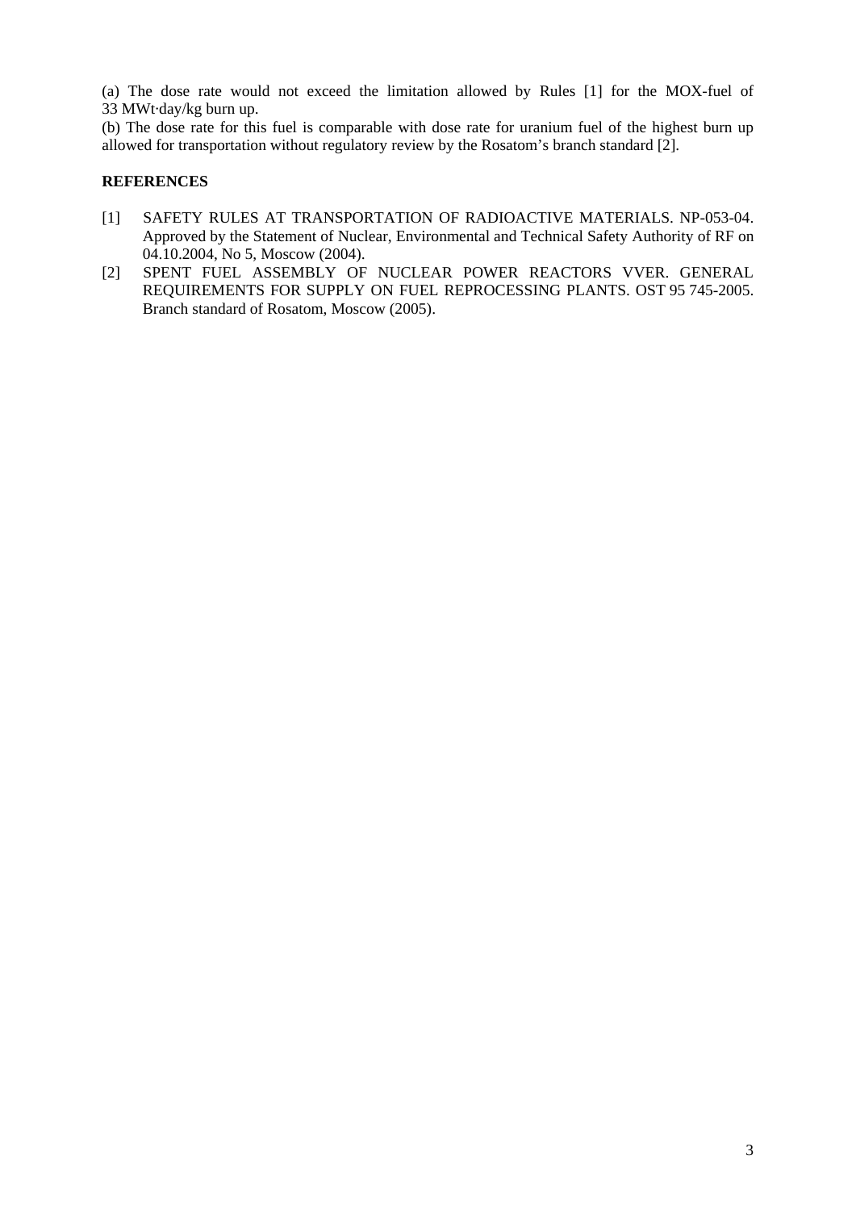(a) The dose rate would not exceed the limitation allowed by Rules [1] for the MOX-fuel of 33 MWt·day/kg burn up.

(b) The dose rate for this fuel is comparable with dose rate for uranium fuel of the highest burn up allowed for transportation without regulatory review by the Rosatom's branch standard [2].

**REFERENCES**

[1] SAFETY RULES AT TRANSPORTATION OF RADIOACTIVE MATERIALS. NP-053-04. Approved by the Statement of Nuclear, Environmental and Technical Safety Authority of RF on 04.10.2004, No 5, Moscow (2004).

[2] SPENT FUEL ASSEMBLY OF NUCLEAR POWER REACTORS VVER. GENERAL REQUIREMENTS FOR SUPPLY ON FUEL REPROCESSING PLANTS. OST 95 745-2005. Branch standard of Rosatom, Moscow (2005).